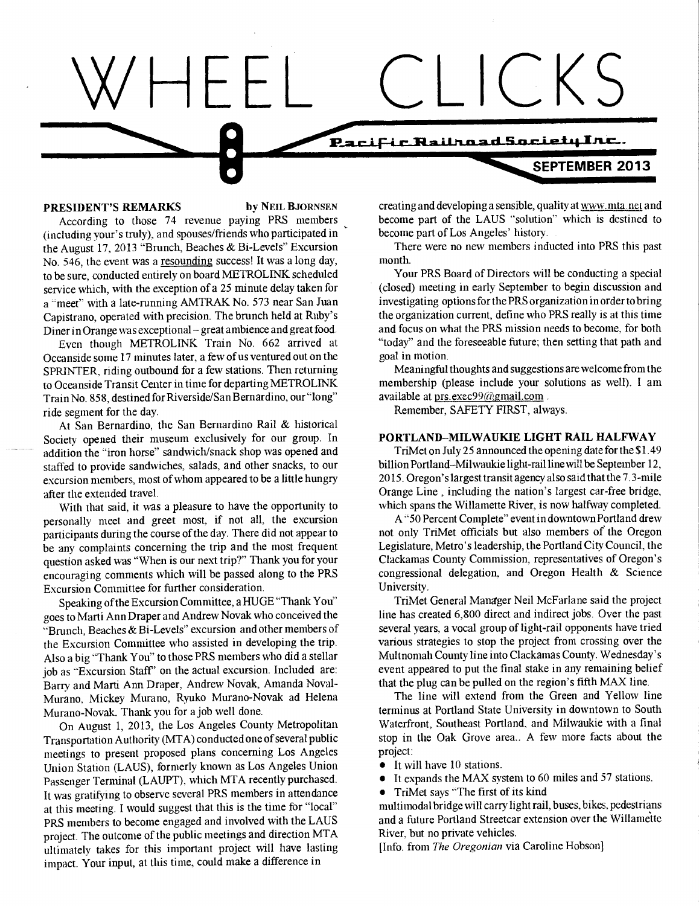# WHEEL CLICKS

Pacific Railroad Society Inc.

SEPTEMBER 2013

## PRESIDENT'S REMARKS

by NEIL BJORNSEN

According to those 74 revenue paying PRS members (including your's truly), and spouses/friends who participated in the August 17, 2013 "Brunch, Beaches & Bi-Levels" Excursion No. 546, the event was a resounding success! It was a long day, to be sure, conducted entirely on board METROLINK scheduled service which, with the exception of a 25 minute delay taken for a "meet" with a late-running AMTRAK No. 573 near San Juan Capistrano, operated with precision. The brunch held at Ruby's Diner in Orange was exceptional – great ambience and great food.

Even though METROLINK Train No. 662 arrived at Oceanside some 17 minutes later, a few of us ventured out on the SPRINTER, riding outbound for a few stations. Then returning to Oceanside Transit Center in time for departing METROLINK Train No. 858, destined for Riverside/San Bernardino, our "long" ride segment for the day.

At San Bernardino, the San Bernardino Rail & historical Society opened their museum exclusively for our group. In addition the "iron horse" sandwich/snack shop was opened and staffed to provide sandwiches, salads, and other snacks, to our excursion members, most of whom appeared to be a little hungry after the extended travel.

With that said, it was a pleasure to have the opportunity to personally meet and greet most, if not all, the excursion participants during the course of the day. There did not appear to be any complaints concerning the trip and the most frequent question asked was "When is our next trip?" Thank you for your encouraging comments which will be passed along to the PRS Excursion Committee for further consideration.

Speaking of the Excursion Committee, a HUGE "Thank You" goes to Marti Ann Draper and Andrew Novak who conceived the "Brunch, Beaches & Bi-Levels" excursion and other members of the Excursion Committee who assisted in developing the trip. Also a big "Thank You" to those PRS members who did a stellar job as "Excursion Staff" on the actual excursion. Included are: Barry and Marti Ann Draper, Andrew Novak, Amanda Noval-Murano, Mickey Murano, Ryuko Murano-Novak ad Helena Murano-Novak. Thank you for a job well done.

On August 1, 2013, the Los Angeles County Metropolitan Transportation Authority (MTA) conducted one of several public meetings to present proposed plans concerning Los Angeles Union Station (LAUS), formerly known as Los Angeles Union Passenger Terminal (LAUPT), which MTA recently purchased. It was gratifying to observe several PRS members in attendance at this meeting. I would suggest that this is the time for "local" PRS members to become engaged and involved with the LAUS project. The outcome of the public meetings and direction MTA ultimately takes for this important project will have lasting impact. Your input, at this time, could make a difference in creating and developing a sensible, quality at www.mta.net and become part of the LAUS "solution" which is destined to become part of Los Angeles' history.

There were no new members inducted into PRS this past month.

Your PRS Board of Directors will be conducting a special (closed) meeting in early September to begin discussion and investigating options for the PRS organization in order to bring the organization current, define who PRS really is at this time and focus on what the PRS mission needs to become, for both "today" and the foreseeable future; then setting that path and goal in motion.

Meaningful thoughts and suggestions are welcome from the membership (please include your solutions as well). I am available at prs.exec99@gmail.com .

Remember, SAFETY FIRST, always.

## PORTLAND–MILWAUKIE LIGHT RAIL HALFWAY

TriMet on July 25 announced the opening date for the $1.49 billion Portland–Milwaukie light-rail line will be September 12, 2015. Oregon's largest transit agency also said that the 7.3-mile Orange Line , including the nation's largest car-free bridge, which spans the Willamette River, is now halfway completed.

A "50 Percent Complete" event in downtown Portland drew not only TriMet officials but also members of the Oregon Legislature, Metro's leadership, the Portland City Council, the Clackamas County Commission, representatives of Oregon's congressional delegation, and Oregon Health & Science University.

TriMet General Manager Neil McFarlane said the project line has created 6,800 direct and indirect jobs. Over the past several years, a vocal group of light-rail opponents have tried various strategies to stop the project from crossing over the Multnomah County line into Clackamas County. Wednesday's event appeared to put the final stake in any remaining belief that the plug can be pulled on the region's fifth MAX line.

The line will extend from the Green and Yellow line terminus at Portland State University in downtown to South Waterfront, Southeast Portland, and Milwaukie with a final stop in the Oak Grove area.. A few more facts about the project:

- It will have 10 stations.
- It expands the MAX system to 60 miles and 57 stations.
- TriMet says "The first of its kind

multimodal bridge will carry light rail, buses, bikes, pedestrians and a future Portland Streetcar extension over the Willamette River, but no private vehicles.

[Info. from *The Oregonian* via Caroline Hobson]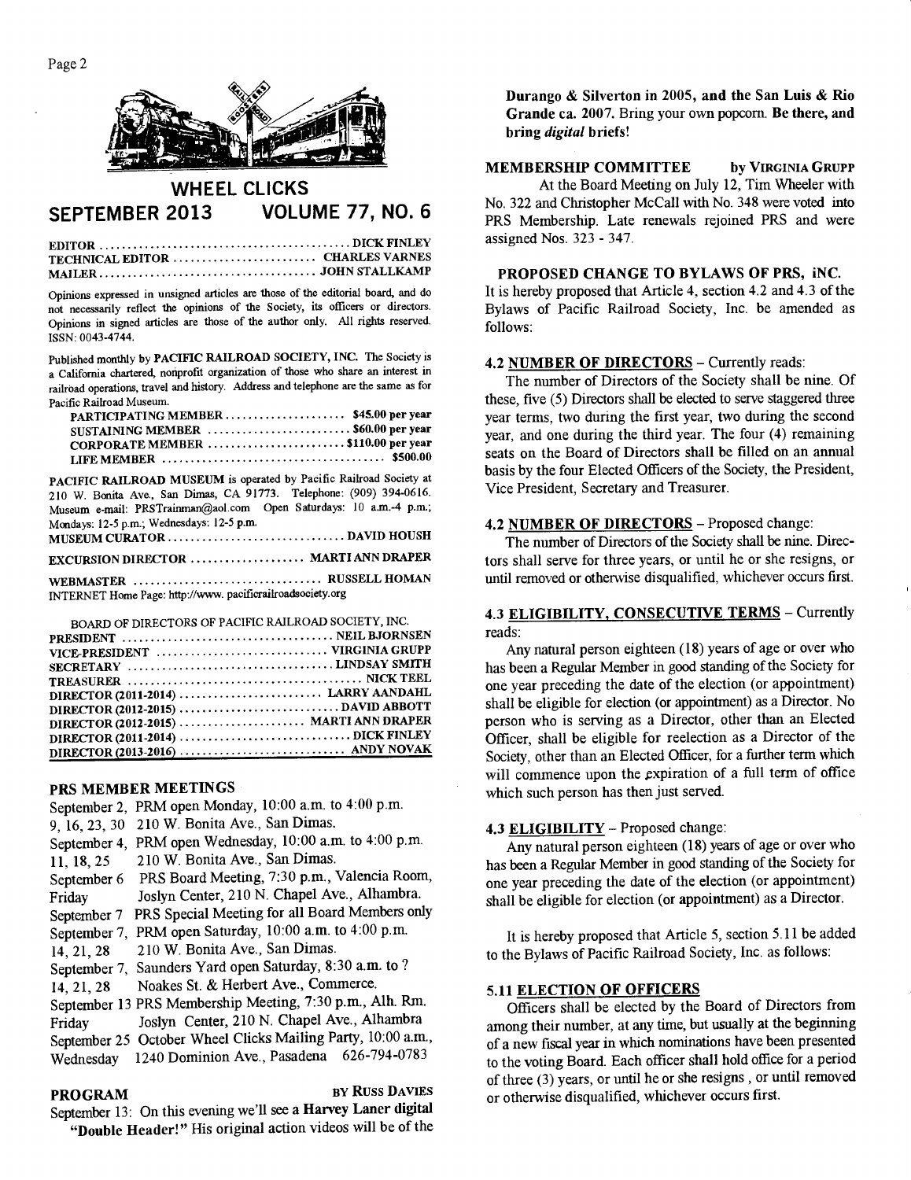# WHEEL CLICKS

## SEPTEMBER 2013 VOLUME 77, NO. 6

EDITOR .......................................... DICK FINLEY
TECHNICAL EDITOR ........................ CHARLES VARNES
MAILER ...................................... JOHN STALLKAMP

Opinions expressed in unsigned articles are those of the editorial board, and do not necessarily reflect the opinions of the Society, its officers or directors. Opinions in signed articles are those of the author only. All rights reserved. ISSN: 0043-4744.

Published monthly by **PACIFIC RAILROAD SOCIETY, INC.** The Society is a California chartered, nonprofit organization of those who share an interest in railroad operations, travel and history. Address and telephone are the same as for Pacific Railroad Museum.

| | |
|---|---|
| PARTICIPATING MEMBER | $45.00 per year |
| SUSTAINING MEMBER | $60.00 per year |
| CORPORATE MEMBER | $110.00 per year |
| LIFE MEMBER | $500.00 |

**PACIFIC RAILROAD MUSEUM** is operated by Pacific Railroad Society at 210 W. Bonita Ave., San Dimas, CA 91773. Telephone: (909) 394-0616. Museum e-mail: PRSTrainman@aol.com Open Saturdays: 10 a.m.-4 p.m.; Mondays: 12-5 p.m.; Wednesdays: 12-5 p.m.

MUSEUM CURATOR ............................ DAVID HOUSH

EXCURSION DIRECTOR .................. MARTI ANN DRAPER

WEBMASTER ................................ RUSSELL HOMAN

INTERNET Home Page: http://www. pacificrailroadsociety.org

BOARD OF DIRECTORS OF PACIFIC RAILROAD SOCIETY, INC.

| | |
|---|---|
| PRESIDENT | NEIL BJORNSEN |
| VICE-PRESIDENT | VIRGINIA GRUPP |
| SECRETARY | LINDSAY SMITH |
| TREASURER | NICK TEEL |
| DIRECTOR (2011-2014) | LARRY AANDAHL |
| DIRECTOR (2012-2015) | DAVID ABBOTT |
| DIRECTOR (2012-2015) | MARTI ANN DRAPER |
| DIRECTOR (2011-2014) | DICK FINLEY |
| DIRECTOR (2013-2016) | ANDY NOVAK |

### PRS MEMBER MEETINGS

| | |
|---|---|
| September 2, 9, 16, 23, 30 | PRM open Monday, 10:00 a.m. to 4:00 p.m. 210 W. Bonita Ave., San Dimas. |
| September 4, 11, 18, 25 | PRM open Wednesday, 10:00 a.m. to 4:00 p.m. 210 W. Bonita Ave., San Dimas. |
| September 6 Friday | PRS Board Meeting, 7:30 p.m., Valencia Room, Joslyn Center, 210 N. Chapel Ave., Alhambra. |
| September 7 | PRS Special Meeting for all Board Members only |
| September 7, 14, 21, 28 | PRM open Saturday, 10:00 a.m. to 4:00 p.m. 210 W. Bonita Ave., San Dimas. |
| September 7, 14, 21, 28 | Saunders Yard open Saturday, 8:30 a.m. to ? Noakes St. & Herbert Ave., Commerce. |
| September 13 Friday | PRS Membership Meeting, 7:30 p.m., Alh. Rm. Joslyn Center, 210 N. Chapel Ave., Alhambra |
| September 25 Wednesday | October Wheel Clicks Mailing Party, 10:00 a.m., 1240 Dominion Ave., Pasadena 626-794-0783 |

### PROGRAM BY RUSS DAVIES

September 13: On this evening we'll see a **Harvey Laner digital "Double Header!"** His original action videos will be of the **Durango & Silverton in 2005, and the San Luis & Rio Grande ca. 2007.** Bring your own popcorn. **Be there, and bring *digital* briefs!**

### MEMBERSHIP COMMITTEE by VIRGINIA GRUPP

At the Board Meeting on July 12, Tim Wheeler with No. 322 and Christopher McCall with No. 348 were voted into PRS Membership. Late renewals rejoined PRS and were assigned Nos. 323 - 347.

### PROPOSED CHANGE TO BYLAWS OF PRS, INC.

It is hereby proposed that Article 4, section 4.2 and 4.3 of the Bylaws of Pacific Railroad Society, Inc. be amended as follows:

**4.2 NUMBER OF DIRECTORS** – Currently reads:

The number of Directors of the Society shall be nine. Of these, five (5) Directors shall be elected to serve staggered three year terms, two during the first year, two during the second year, and one during the third year. The four (4) remaining seats on the Board of Directors shall be filled on an annual basis by the four Elected Officers of the Society, the President, Vice President, Secretary and Treasurer.

**4.2 NUMBER OF DIRECTORS** – Proposed change:

The number of Directors of the Society shall be nine. Directors shall serve for three years, or until he or she resigns, or until removed or otherwise disqualified, whichever occurs first.

**4.3 ELIGIBILITY, CONSECUTIVE TERMS** – Currently reads:

Any natural person eighteen (18) years of age or over who has been a Regular Member in good standing of the Society for one year preceding the date of the election (or appointment) shall be eligible for election (or appointment) as a Director. No person who is serving as a Director, other than an Elected Officer, shall be eligible for reelection as a Director of the Society, other than an Elected Officer, for a further term which will commence upon the expiration of a full term of office which such person has then just served.

**4.3 ELIGIBILITY** – Proposed change:

Any natural person eighteen (18) years of age or over who has been a Regular Member in good standing of the Society for one year preceding the date of the election (or appointment) shall be eligible for election (or appointment) as a Director.

It is hereby proposed that Article 5, section 5.11 be added to the Bylaws of Pacific Railroad Society, Inc. as follows:

**5.11 ELECTION OF OFFICERS**

Officers shall be elected by the Board of Directors from among their number, at any time, but usually at the beginning of a new fiscal year in which nominations have been presented to the voting Board. Each officer shall hold office for a period of three (3) years, or until he or she resigns , or until removed or otherwise disqualified, whichever occurs first.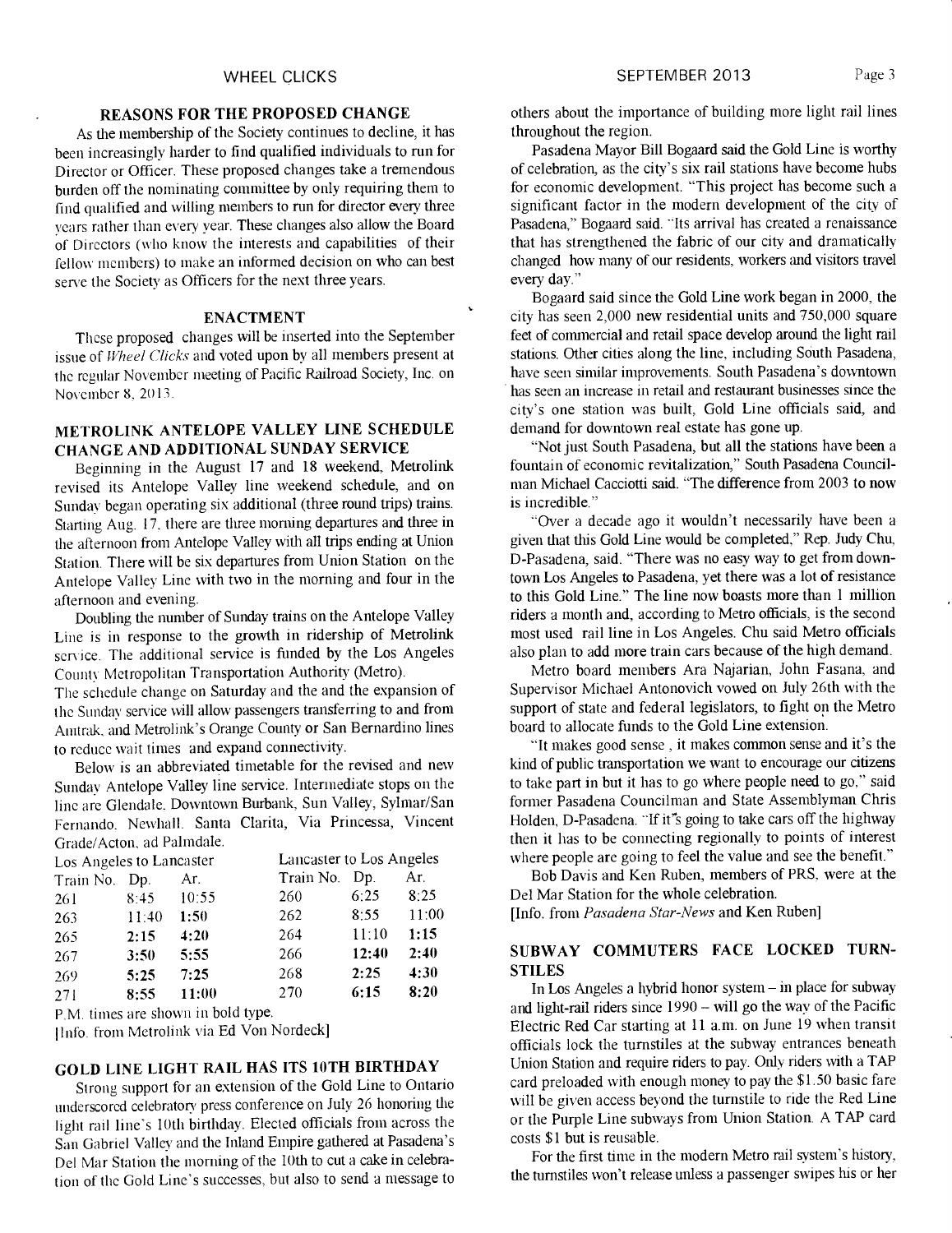## REASONS FOR THE PROPOSED CHANGE

As the membership of the Society continues to decline, it has been increasingly harder to find qualified individuals to run for Director or Officer. These proposed changes take a tremendous burden off the nominating committee by only requiring them to find qualified and willing members to run for director every three years rather than every year. These changes also allow the Board of Directors (who know the interests and capabilities of their fellow members) to make an informed decision on who can best serve the Society as Officers for the next three years.

## ENACTMENT

These proposed changes will be inserted into the September issue of *Wheel Clicks* and voted upon by all members present at the regular November meeting of Pacific Railroad Society, Inc. on November 8, 2013.

## METROLINK ANTELOPE VALLEY LINE SCHEDULE CHANGE AND ADDITIONAL SUNDAY SERVICE

Beginning in the August 17 and 18 weekend, Metrolink revised its Antelope Valley line weekend schedule, and on Sunday began operating six additional (three round trips) trains. Starting Aug. 17, there are three morning departures and three in the afternoon from Antelope Valley with all trips ending at Union Station. There will be six departures from Union Station on the Antelope Valley Line with two in the morning and four in the afternoon and evening.

Doubling the number of Sunday trains on the Antelope Valley Line is in response to the growth in ridership of Metrolink service. The additional service is funded by the Los Angeles County Metropolitan Transportation Authority (Metro).

The schedule change on Saturday and the and the expansion of the Sunday service will allow passengers transferring to and from Amtrak, and Metrolink's Orange County or San Bernardino lines to reduce wait times and expand connectivity.

Below is an abbreviated timetable for the revised and new Sunday Antelope Valley line service. Intermediate stops on the line are Glendale, Downtown Burbank, Sun Valley, Sylmar/San Fernando, Newhall, Santa Clarita, Via Princessa, Vincent Grade/Acton, ad Palmdale.

| Los Angeles to Lancaster | | | Lancaster to Los Angeles | | |
|---|---|---|---|---|---|
| Train No. | Dp. | Ar. | Train No. | Dp. | Ar. |
| 261 | 8:45 | 10:55 | 260 | 6:25 | 8:25 |
| 263 | 11:40 | **1:50** | 262 | 8:55 | 11:00 |
| 265 | **2:15** | **4:20** | 264 | 11:10 | **1:15** |
| 267 | **3:50** | **5:55** | 266 | **12:40** | **2:40** |
| 269 | **5:25** | **7:25** | 268 | **2:25** | **4:30** |
| 271 | **8:55** | **11:00** | 270 | **6:15** | **8:20** |

P.M. times are shown in bold type.

[Info. from Metrolink via Ed Von Nordeck]

## GOLD LINE LIGHT RAIL HAS ITS 10TH BIRTHDAY

Strong support for an extension of the Gold Line to Ontario underscored celebratory press conference on July 26 honoring the light rail line's 10th birthday. Elected officials from across the San Gabriel Valley and the Inland Empire gathered at Pasadena's Del Mar Station the morning of the 10th to cut a cake in celebration of the Gold Line's successes, but also to send a message to others about the importance of building more light rail lines throughout the region.

Pasadena Mayor Bill Bogaard said the Gold Line is worthy of celebration, as the city's six rail stations have become hubs for economic development. "This project has become such a significant factor in the modern development of the city of Pasadena," Bogaard said. "Its arrival has created a renaissance that has strengthened the fabric of our city and dramatically changed how many of our residents, workers and visitors travel every day."

Bogaard said since the Gold Line work began in 2000, the city has seen 2,000 new residential units and 750,000 square feet of commercial and retail space develop around the light rail stations. Other cities along the line, including South Pasadena, have seen similar improvements. South Pasadena's downtown has seen an increase in retail and restaurant businesses since the city's one station was built, Gold Line officials said, and demand for downtown real estate has gone up.

"Not just South Pasadena, but all the stations have been a fountain of economic revitalization," South Pasadena Councilman Michael Cacciotti said. "The difference from 2003 to now is incredible."

"Over a decade ago it wouldn't necessarily have been a given that this Gold Line would be completed," Rep. Judy Chu, D-Pasadena, said. "There was no easy way to get from downtown Los Angeles to Pasadena, yet there was a lot of resistance to this Gold Line." The line now boasts more than 1 million riders a month and, according to Metro officials, is the second most used rail line in Los Angeles. Chu said Metro officials also plan to add more train cars because of the high demand.

Metro board members Ara Najarian, John Fasana, and Supervisor Michael Antonovich vowed on July 26th with the support of state and federal legislators, to fight on the Metro board to allocate funds to the Gold Line extension.

"It makes good sense , it makes common sense and it's the kind of public transportation we want to encourage our citizens to take part in but it has to go where people need to go," said former Pasadena Councilman and State Assemblyman Chris Holden, D-Pasadena. "If it's going to take cars off the highway then it has to be connecting regionally to points of interest where people are going to feel the value and see the benefit."

Bob Davis and Ken Ruben, members of PRS, were at the Del Mar Station for the whole celebration.

[Info. from *Pasadena Star-News* and Ken Ruben]

## SUBWAY COMMUTERS FACE LOCKED TURNSTILES

In Los Angeles a hybrid honor system – in place for subway and light-rail riders since 1990 – will go the way of the Pacific Electric Red Car starting at 11 a.m. on June 19 when transit officials lock the turnstiles at the subway entrances beneath Union Station and require riders to pay. Only riders with a TAP card preloaded with enough money to pay the $1.50 basic fare will be given access beyond the turnstile to ride the Red Line or the Purple Line subways from Union Station. A TAP card costs $1 but is reusable.

For the first time in the modern Metro rail system's history, the turnstiles won't release unless a passenger swipes his or her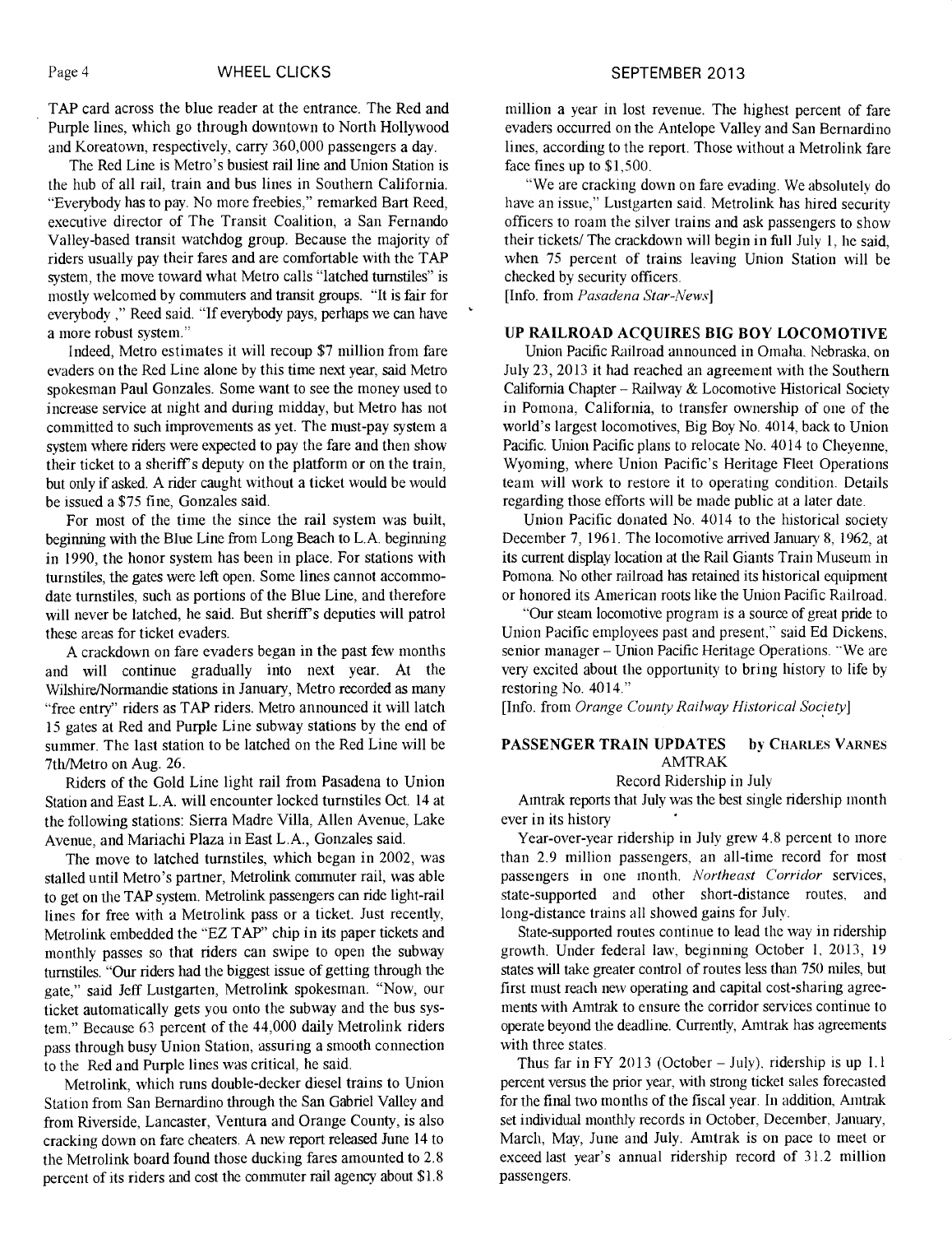TAP card across the blue reader at the entrance. The Red and Purple lines, which go through downtown to North Hollywood and Koreatown, respectively, carry 360,000 passengers a day.

The Red Line is Metro's busiest rail line and Union Station is the hub of all rail, train and bus lines in Southern California. "Everybody has to pay. No more freebies," remarked Bart Reed, executive director of The Transit Coalition, a San Fernando Valley-based transit watchdog group. Because the majority of riders usually pay their fares and are comfortable with the TAP system, the move toward what Metro calls "latched turnstiles" is mostly welcomed by commuters and transit groups. "It is fair for everybody ," Reed said. "If everybody pays, perhaps we can have a more robust system."

Indeed, Metro estimates it will recoup $7 million from fare evaders on the Red Line alone by this time next year, said Metro spokesman Paul Gonzales. Some want to see the money used to increase service at night and during midday, but Metro has not committed to such improvements as yet. The must-pay system a system where riders were expected to pay the fare and then show their ticket to a sheriff's deputy on the platform or on the train, but only if asked. A rider caught without a ticket would be would be issued a $75 fine, Gonzales said.

For most of the time the since the rail system was built, beginning with the Blue Line from Long Beach to L.A. beginning in 1990, the honor system has been in place. For stations with turnstiles, the gates were left open. Some lines cannot accommodate turnstiles, such as portions of the Blue Line, and therefore will never be latched, he said. But sheriff's deputies will patrol these areas for ticket evaders.

A crackdown on fare evaders began in the past few months and will continue gradually into next year. At the Wilshire/Normandie stations in January, Metro recorded as many "free entry" riders as TAP riders. Metro announced it will latch 15 gates at Red and Purple Line subway stations by the end of summer. The last station to be latched on the Red Line will be 7th/Metro on Aug. 26.

Riders of the Gold Line light rail from Pasadena to Union Station and East L.A. will encounter locked turnstiles Oct. 14 at the following stations: Sierra Madre Villa, Allen Avenue, Lake Avenue, and Mariachi Plaza in East L.A., Gonzales said.

The move to latched turnstiles, which began in 2002, was stalled until Metro's partner, Metrolink commuter rail, was able to get on the TAP system. Metrolink passengers can ride light-rail lines for free with a Metrolink pass or a ticket. Just recently, Metrolink embedded the "EZ TAP" chip in its paper tickets and monthly passes so that riders can swipe to open the subway turnstiles. "Our riders had the biggest issue of getting through the gate," said Jeff Lustgarten, Metrolink spokesman. "Now, our ticket automatically gets you onto the subway and the bus system." Because 63 percent of the 44,000 daily Metrolink riders pass through busy Union Station, assuring a smooth connection to the Red and Purple lines was critical, he said.

Metrolink, which runs double-decker diesel trains to Union Station from San Bernardino through the San Gabriel Valley and from Riverside, Lancaster, Ventura and Orange County, is also cracking down on fare cheaters. A new report released June 14 to the Metrolink board found those ducking fares amounted to 2.8 percent of its riders and cost the commuter rail agency about $1.8 million a year in lost revenue. The highest percent of fare evaders occurred on the Antelope Valley and San Bernardino lines, according to the report. Those without a Metrolink fare face fines up to $1,500.

"We are cracking down on fare evading. We absolutely do have an issue," Lustgarten said. Metrolink has hired security officers to roam the silver trains and ask passengers to show their tickets/ The crackdown will begin in full July 1, he said, when 75 percent of trains leaving Union Station will be checked by security officers.

[Info. from *Pasadena Star-News*]

## UP RAILROAD ACQUIRES BIG BOY LOCOMOTIVE

Union Pacific Railroad announced in Omaha, Nebraska, on July 23, 2013 it had reached an agreement with the Southern California Chapter – Railway & Locomotive Historical Society in Pomona, California, to transfer ownership of one of the world's largest locomotives, Big Boy No. 4014, back to Union Pacific. Union Pacific plans to relocate No. 4014 to Cheyenne, Wyoming, where Union Pacific's Heritage Fleet Operations team will work to restore it to operating condition. Details regarding those efforts will be made public at a later date.

Union Pacific donated No. 4014 to the historical society December 7, 1961. The locomotive arrived January 8, 1962, at its current display location at the Rail Giants Train Museum in Pomona. No other railroad has retained its historical equipment or honored its American roots like the Union Pacific Railroad.

"Our steam locomotive program is a source of great pride to Union Pacific employees past and present," said Ed Dickens, senior manager – Union Pacific Heritage Operations. "We are very excited about the opportunity to bring history to life by restoring No. 4014."

[Info. from *Orange County Railway Historical Society*]

## PASSENGER TRAIN UPDATES by CHARLES VARNES

### AMTRAK

#### Record Ridership in July

Amtrak reports that July was the best single ridership month ever in its history

Year-over-year ridership in July grew 4.8 percent to more than 2.9 million passengers, an all-time record for most passengers in one month. *Northeast Corridor* services, state-supported and other short-distance routes, and long-distance trains all showed gains for July.

State-supported routes continue to lead the way in ridership growth. Under federal law, beginning October 1, 2013, 19 states will take greater control of routes less than 750 miles, but first must reach new operating and capital cost-sharing agreements with Amtrak to ensure the corridor services continue to operate beyond the deadline. Currently, Amtrak has agreements with three states.

Thus far in FY 2013 (October – July), ridership is up 1.1 percent versus the prior year, with strong ticket sales forecasted for the final two months of the fiscal year. In addition, Amtrak set individual monthly records in October, December, January, March, May, June and July. Amtrak is on pace to meet or exceed last year's annual ridership record of 31.2 million passengers.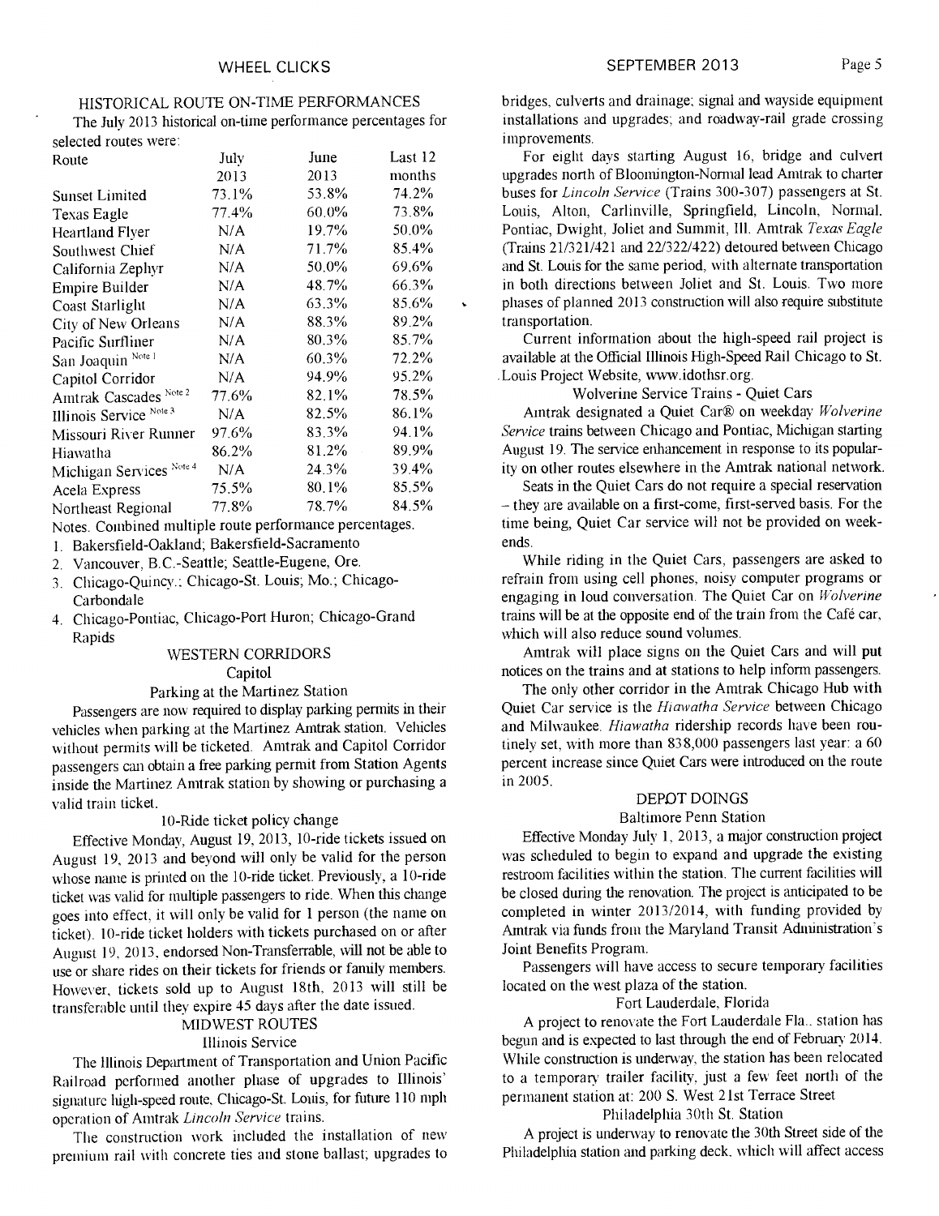## HISTORICAL ROUTE ON-TIME PERFORMANCES

The July 2013 historical on-time performance percentages for selected routes were:

| Route | July 2013 | June 2013 | Last 12 months |
|---|---|---|---|
| Sunset Limited | 73.1% | 53.8% | 74.2% |
| Texas Eagle | 77.4% | 60.0% | 73.8% |
| Heartland Flyer | N/A | 19.7% | 50.0% |
| Southwest Chief | N/A | 71.7% | 85.4% |
| California Zephyr | N/A | 50.0% | 69.6% |
| Empire Builder | N/A | 48.7% | 66.3% |
| Coast Starlight | N/A | 63.3% | 85.6% |
| City of New Orleans | N/A | 88.3% | 89.2% |
| Pacific Surfliner | N/A | 80.3% | 85.7% |
| San Joaquin [Note 1] | N/A | 60.3% | 72.2% |
| Capitol Corridor | N/A | 94.9% | 95.2% |
| Amtrak Cascades [Note 2] | 77.6% | 82.1% | 78.5% |
| Illinois Service [Note 3] | N/A | 82.5% | 86.1% |
| Missouri River Runner | 97.6% | 83.3% | 94.1% |
| Hiawatha | 86.2% | 81.2% | 89.9% |
| Michigan Services [Note 4] | N/A | 24.3% | 39.4% |
| Acela Express | 75.5% | 80.1% | 85.5% |
| Northeast Regional | 77.8% | 78.7% | 84.5% |

Notes. Combined multiple route performance percentages.

1. Bakersfield-Oakland; Bakersfield-Sacramento
2. Vancouver, B.C.-Seattle; Seattle-Eugene, Ore.
3. Chicago-Quincy.; Chicago-St. Louis; Mo.; Chicago-Carbondale
4. Chicago-Pontiac, Chicago-Port Huron; Chicago-Grand Rapids

## WESTERN CORRIDORS

### Capitol

#### Parking at the Martinez Station

Passengers are now required to display parking permits in their vehicles when parking at the Martinez Amtrak station. Vehicles without permits will be ticketed. Amtrak and Capitol Corridor passengers can obtain a free parking permit from Station Agents inside the Martinez Amtrak station by showing or purchasing a valid train ticket.

#### 10-Ride ticket policy change

Effective Monday, August 19, 2013, 10-ride tickets issued on August 19, 2013 and beyond will only be valid for the person whose name is printed on the 10-ride ticket. Previously, a 10-ride ticket was valid for multiple passengers to ride. When this change goes into effect, it will only be valid for 1 person (the name on ticket). 10-ride ticket holders with tickets purchased on or after August 19, 2013, endorsed Non-Transferrable, will not be able to use or share rides on their tickets for friends or family members. However, tickets sold up to August 18th, 2013 will still be transferable until they expire 45 days after the date issued.

## MIDWEST ROUTES

### Illinois Service

The Illinois Department of Transportation and Union Pacific Railroad performed another phase of upgrades to Illinois' signature high-speed route, Chicago-St. Louis, for future 110 mph operation of Amtrak *Lincoln Service* trains.

The construction work included the installation of new premium rail with concrete ties and stone ballast; upgrades to bridges, culverts and drainage; signal and wayside equipment installations and upgrades; and roadway-rail grade crossing improvements.

For eight days starting August 16, bridge and culvert upgrades north of Bloomington-Normal lead Amtrak to charter buses for *Lincoln Service* (Trains 300-307) passengers at St. Louis, Alton, Carlinville, Springfield, Lincoln, Normal, Pontiac, Dwight, Joliet and Summit, Ill. Amtrak *Texas Eagle* (Trains 21/321/421 and 22/322/422) detoured between Chicago and St. Louis for the same period, with alternate transportation in both directions between Joliet and St. Louis. Two more phases of planned 2013 construction will also require substitute transportation.

Current information about the high-speed rail project is available at the Official Illinois High-Speed Rail Chicago to St. Louis Project Website, www.idothsr.org.

#### Wolverine Service Trains - Quiet Cars

Amtrak designated a Quiet Car® on weekday *Wolverine Service* trains between Chicago and Pontiac, Michigan starting August 19. The service enhancement in response to its popularity on other routes elsewhere in the Amtrak national network.

Seats in the Quiet Cars do not require a special reservation – they are available on a first-come, first-served basis. For the time being, Quiet Car service will not be provided on weekends.

While riding in the Quiet Cars, passengers are asked to refrain from using cell phones, noisy computer programs or engaging in loud conversation. The Quiet Car on *Wolverine* trains will be at the opposite end of the train from the Café car, which will also reduce sound volumes.

Amtrak will place signs on the Quiet Cars and will put notices on the trains and at stations to help inform passengers.

The only other corridor in the Amtrak Chicago Hub with Quiet Car service is the *Hiawatha Service* between Chicago and Milwaukee. *Hiawatha* ridership records have been routinely set, with more than 838,000 passengers last year: a 60 percent increase since Quiet Cars were introduced on the route in 2005.

## DEPOT DOINGS

### Baltimore Penn Station

Effective Monday July 1, 2013, a major construction project was scheduled to begin to expand and upgrade the existing restroom facilities within the station. The current facilities will be closed during the renovation. The project is anticipated to be completed in winter 2013/2014, with funding provided by Amtrak via funds from the Maryland Transit Administration's Joint Benefits Program.

Passengers will have access to secure temporary facilities located on the west plaza of the station.

### Fort Lauderdale, Florida

A project to renovate the Fort Lauderdale Fla., station has begun and is expected to last through the end of February 2014. While construction is underway, the station has been relocated to a temporary trailer facility, just a few feet north of the permanent station at: 200 S. West 21st Terrace Street

### Philadelphia 30th St. Station

A project is underway to renovate the 30th Street side of the Philadelphia station and parking deck, which will affect access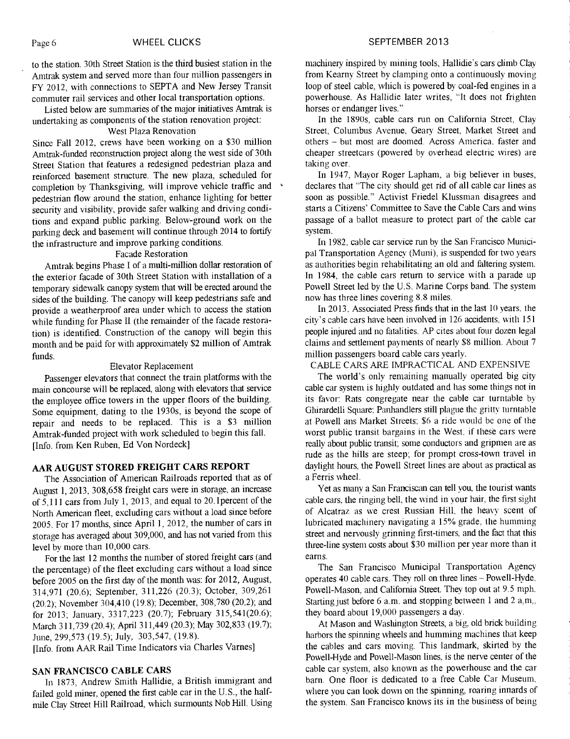to the station. 30th Street Station is the third busiest station in the Amtrak system and served more than four million passengers in FY 2012, with connections to SEPTA and New Jersey Transit commuter rail services and other local transportation options.

Listed below are summaries of the major initiatives Amtrak is undertaking as components of the station renovation project:

### West Plaza Renovation

Since Fall 2012, crews have been working on a $30 million Amtrak-funded reconstruction project along the west side of 30th Street Station that features a redesigned pedestrian plaza and reinforced basement structure. The new plaza, scheduled for completion by Thanksgiving, will improve vehicle traffic and pedestrian flow around the station, enhance lighting for better security and visibility, provide safer walking and driving conditions and expand public parking. Below-ground work on the parking deck and basement will continue through 2014 to fortify the infrastructure and improve parking conditions.

### Facade Restoration

Amtrak begins Phase I of a multi-million dollar restoration of the exterior facade of 30th Street Station with installation of a temporary sidewalk canopy system that will be erected around the sides of the building. The canopy will keep pedestrians safe and provide a weatherproof area under which to access the station while funding for Phase II (the remainder of the facade restoration) is identified. Construction of the canopy will begin this month and be paid for with approximately $2 million of Amtrak funds.

### Elevator Replacement

Passenger elevators that connect the train platforms with the main concourse will be replaced, along with elevators that service the employee office towers in the upper floors of the building. Some equipment, dating to the 1930s, is beyond the scope of repair and needs to be replaced. This is a $3 million Amtrak-funded project with work scheduled to begin this fall. [Info. from Ken Ruben, Ed Von Nordeck]

## AAR AUGUST STORED FREIGHT CARS REPORT

The Association of American Railroads reported that as of August 1, 2013, 308,658 freight cars were in storage, an increase of 5,111 cars from July 1, 2013, and equal to 20.1percent of the North American fleet, excluding cars without a load since before 2005. For 17 months, since April 1, 2012, the number of cars in storage has averaged about 309,000, and has not varied from this level by more than 10,000 cars.

For the last 12 months the number of stored freight cars (and the percentage) of the fleet excluding cars without a load since before 2005 on the first day of the month was: for 2012, August, 314,971 (20.6); September, 311,226 (20.3); October, 309,261 (20.2); November 304,410 (19.8); December, 308,780 (20.2); and for 2013; January, 3317,223 (20.7); February 315,541(20.6); March 311,739 (20.4); April 311,449 (20.3); May 302,833 (19.7); June, 299,573 (19.5); July, 303,547, (19.8).
[Info. from AAR Rail Time Indicators via Charles Varnes]

## SAN FRANCISCO CABLE CARS

In 1873, Andrew Smith Hallidie, a British immigrant and failed gold miner, opened the first cable car in the U.S., the half-mile Clay Street Hill Railroad, which surmounts Nob Hill. Using machinery inspired by mining tools, Hallidie's cars climb Clay from Kearny Street by clamping onto a continuously moving loop of steel cable, which is powered by coal-fed engines in a powerhouse. As Hallidie later writes, "It does not frighten horses or endanger lives."

In the 1890s, cable cars run on California Street, Clay Street, Columbus Avenue, Geary Street, Market Street and others – but most are doomed. Across America, faster and cheaper streetcars (powered by overhead electric wires) are taking over.

In 1947, Mayor Roger Lapham, a big believer in buses, declares that "The city should get rid of all cable car lines as soon as possible." Activist Friedel Klussman disagrees and starts a Citizens' Committee to Save the Cable Cars and wins passage of a ballot measure to protect part of the cable car system.

In 1982, cable car service run by the San Francisco Municipal Transportation Agency (Muni), is suspended for two years as authorities begin rehabilitating an old and faltering system. In 1984, the cable cars return to service with a parade up Powell Street led by the U.S. Marine Corps band. The system now has three lines covering 8.8 miles.

In 2013, Associated Press finds that in the last 10 years, the city's cable cars have been involved in 126 accidents, with 151 people injured and no fatalities. AP cites about four dozen legal claims and settlement payments of nearly $8 million. About 7 million passengers board cable cars yearly.

### CABLE CARS ARE IMPRACTICAL AND EXPENSIVE

The world's only remaining manually operated big city cable car system is highly outdated and has some things not in its favor: Rats congregate near the cable car turntable by Ghirardelli Square; Panhandlers still plague the gritty turntable at Powell ans Market Streets; $6 a ride would be one of the worst public transit bargains in the West, if these cars were really about public transit; some conductors and gripmen are as rude as the hills are steep; for prompt cross-town travel in daylight hours, the Powell Street lines are about as practical as a Ferris wheel.

Yet as many a San Franciscan can tell you, the tourist wants cable cars, the ringing bell, the wind in your hair, the first sight of Alcatraz as we crest Russian Hill, the heavy scent of lubricated machinery navigating a 15% grade, the humming street and nervously grinning first-timers, and the fact that this three-line system costs about $30 million per year more than it earns.

The San Francisco Municipal Transportation Agency operates 40 cable cars. They roll on three lines – Powell-Hyde, Powell-Mason, and California Street. They top out at 9.5 mph. Starting just before 6 a.m. and stopping between 1 and 2 a,m,, they board about 19,000 passengers a day.

At Mason and Washington Streets, a big, old brick building harbors the spinning wheels and humming machines that keep the cables and cars moving. This landmark, skirted by the Powell-Hyde and Powell-Mason lines, is the nerve center of the cable car system, also known as the powerhouse and the car barn. One floor is dedicated to a free Cable Car Museum, where you can look down on the spinning, roaring innards of the system. San Francisco knows its in the business of being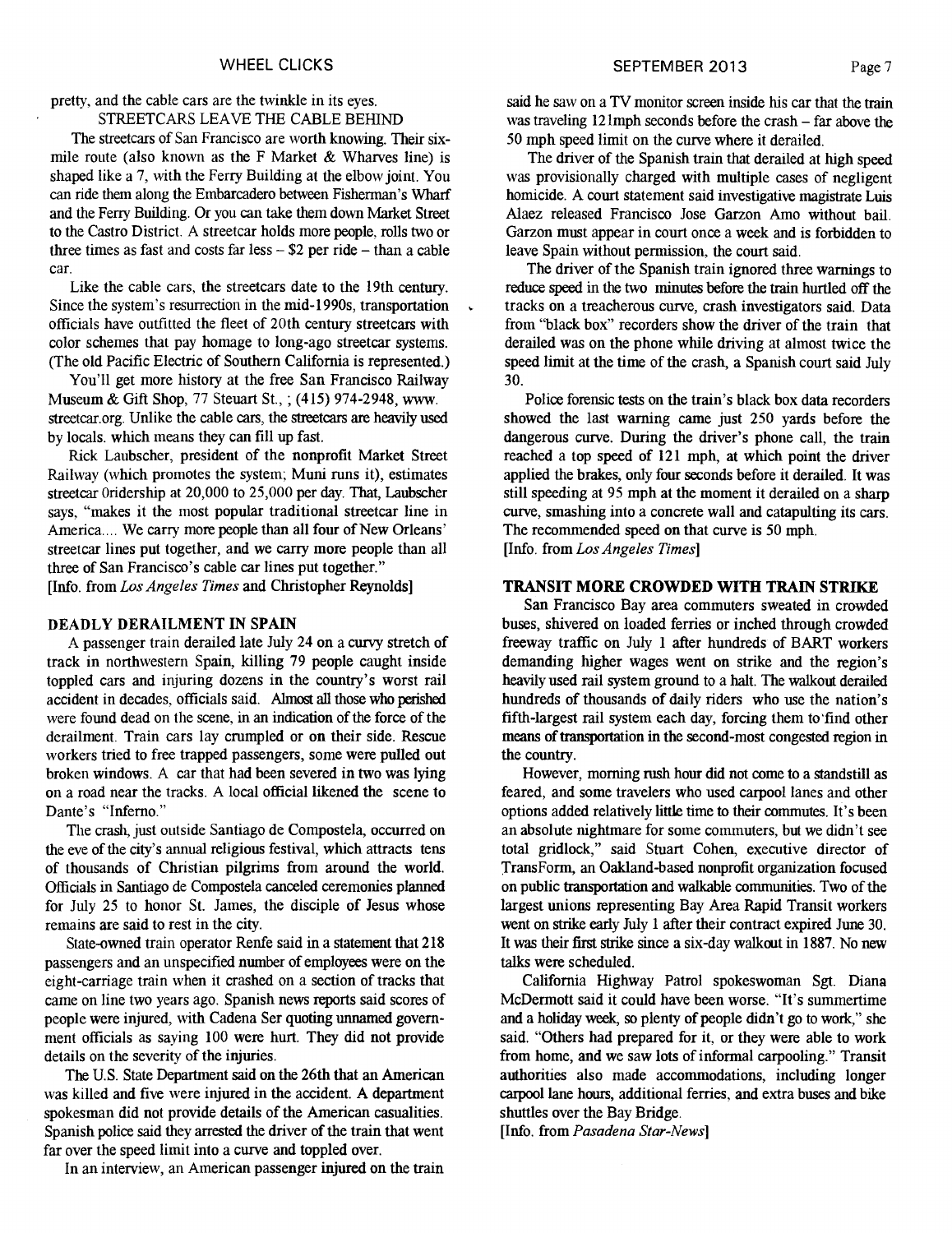pretty, and the cable cars are the twinkle in its eyes.

### STREETCARS LEAVE THE CABLE BEHIND

The streetcars of San Francisco are worth knowing. Their six-mile route (also known as the F Market & Wharves line) is shaped like a 7, with the Ferry Building at the elbow joint. You can ride them along the Embarcadero between Fisherman's Wharf and the Ferry Building. Or you can take them down Market Street to the Castro District. A streetcar holds more people, rolls two or three times as fast and costs far less – $2 per ride – than a cable car.

Like the cable cars, the streetcars date to the 19th century. Since the system's resurrection in the mid-1990s, transportation officials have outfitted the fleet of 20th century streetcars with color schemes that pay homage to long-ago streetcar systems. (The old Pacific Electric of Southern California is represented.)

You'll get more history at the free San Francisco Railway Museum & Gift Shop, 77 Steuart St., ; (415) 974-2948, www.streetcar.org. Unlike the cable cars, the streetcars are heavily used by locals. which means they can fill up fast.

Rick Laubscher, president of the nonprofit Market Street Railway (which promotes the system; Muni runs it), estimates streetcar 0ridership at 20,000 to 25,000 per day. That, Laubscher says, "makes it the most popular traditional streetcar line in America.... We carry more people than all four of New Orleans' streetcar lines put together, and we carry more people than all three of San Francisco's cable car lines put together."

[Info. from *Los Angeles Times* and Christopher Reynolds]

## DEADLY DERAILMENT IN SPAIN

A passenger train derailed late July 24 on a curvy stretch of track in northwestern Spain, killing 79 people caught inside toppled cars and injuring dozens in the country's worst rail accident in decades, officials said. Almost all those who perished were found dead on the scene, in an indication of the force of the derailment. Train cars lay crumpled or on their side. Rescue workers tried to free trapped passengers, some were pulled out broken windows. A car that had been severed in two was lying on a road near the tracks. A local official likened the scene to Dante's "Inferno."

The crash, just outside Santiago de Compostela, occurred on the eve of the city's annual religious festival, which attracts tens of thousands of Christian pilgrims from around the world. Officials in Santiago de Compostela canceled ceremonies planned for July 25 to honor St. James, the disciple of Jesus whose remains are said to rest in the city.

State-owned train operator Renfe said in a statement that 218 passengers and an unspecified number of employees were on the eight-carriage train when it crashed on a section of tracks that came on line two years ago. Spanish news reports said scores of people were injured, with Cadena Ser quoting unnamed government officials as saying 100 were hurt. They did not provide details on the severity of the injuries.

The U.S. State Department said on the 26th that an American was killed and five were injured in the accident. A department spokesman did not provide details of the American casualties. Spanish police said they arrested the driver of the train that went far over the speed limit into a curve and toppled over.

In an interview, an American passenger injured on the train said he saw on a TV monitor screen inside his car that the train was traveling 121mph seconds before the crash – far above the 50 mph speed limit on the curve where it derailed.

The driver of the Spanish train that derailed at high speed was provisionally charged with multiple cases of negligent homicide. A court statement said investigative magistrate Luis Alaez released Francisco Jose Garzon Amo without bail. Garzon must appear in court once a week and is forbidden to leave Spain without permission, the court said.

The driver of the Spanish train ignored three warnings to reduce speed in the two minutes before the train hurtled off the tracks on a treacherous curve, crash investigators said. Data from "black box" recorders show the driver of the train that derailed was on the phone while driving at almost twice the speed limit at the time of the crash, a Spanish court said July 30.

Police forensic tests on the train's black box data recorders showed the last warning came just 250 yards before the dangerous curve. During the driver's phone call, the train reached a top speed of 121 mph, at which point the driver applied the brakes, only four seconds before it derailed. It was still speeding at 95 mph at the moment it derailed on a sharp curve, smashing into a concrete wall and catapulting its cars. The recommended speed on that curve is 50 mph.

[Info. from *Los Angeles Times*]

## TRANSIT MORE CROWDED WITH TRAIN STRIKE

San Francisco Bay area commuters sweated in crowded buses, shivered on loaded ferries or inched through crowded freeway traffic on July 1 after hundreds of BART workers demanding higher wages went on strike and the region's heavily used rail system ground to a halt. The walkout derailed hundreds of thousands of daily riders who use the nation's fifth-largest rail system each day, forcing them to find other means of transportation in the second-most congested region in the country.

However, morning rush hour did not come to a standstill as feared, and some travelers who used carpool lanes and other options added relatively little time to their commutes. It's been an absolute nightmare for some commuters, but we didn't see total gridlock," said Stuart Cohen, executive director of TransForm, an Oakland-based nonprofit organization focused on public transportation and walkable communities. Two of the largest unions representing Bay Area Rapid Transit workers went on strike early July 1 after their contract expired June 30. It was their first strike since a six-day walkout in 1887. No new talks were scheduled.

California Highway Patrol spokeswoman Sgt. Diana McDermott said it could have been worse. "It's summertime and a holiday week, so plenty of people didn't go to work," she said. "Others had prepared for it, or they were able to work from home, and we saw lots of informal carpooling." Transit authorities also made accommodations, including longer carpool lane hours, additional ferries, and extra buses and bike shuttles over the Bay Bridge.

[Info. from *Pasadena Star-News*]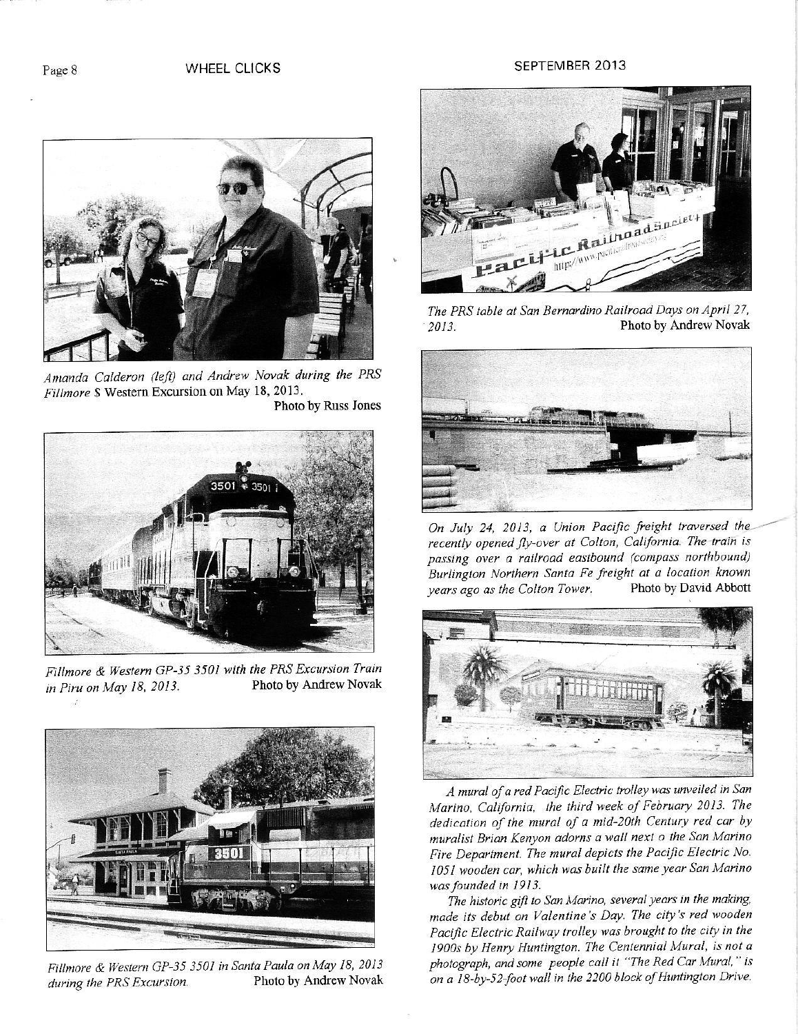Amanda Calderon (left) and Andrew Novak during the PRS Fillmore S Western Excursion on May 18, 2013.
Photo by Russ Jones

Fillmore & Western GP-35 3501 with the PRS Excursion Train in Piru on May 18, 2013. Photo by Andrew Novak

Fillmore & Western GP-35 3501 in Santa Paula on May 18, 2013 during the PRS Excursion. Photo by Andrew Novak

The PRS table at San Bernardino Railroad Days on April 27, 2013. Photo by Andrew Novak

On July 24, 2013, a Union Pacific freight traversed the recently opened fly-over at Colton, California. The train is passing over a railroad eastbound (compass northbound) Burlington Northern Santa Fe freight at a location known years ago as the Colton Tower. Photo by David Abbott

A mural of a red Pacific Electric trolley was unveiled in San Marino, California, the third week of February 2013. The dedication of the mural of a mid-20th Century red car by muralist Brian Kenyon adorns a wall next o the San Marino Fire Department. The mural depicts the Pacific Electric No. 1051 wooden car, which was built the same year San Marino was founded in 1913.

The historic gift to San Marino, several years in the making, made its debut on Valentine's Day. The city's red wooden Pacific Electric Railway trolley was brought to the city in the 1900s by Henry Huntington. The Centennial Mural, is not a photograph, and some people call it "The Red Car Mural," is on a 18-by-52-foot wall in the 2200 block of Huntington Drive.